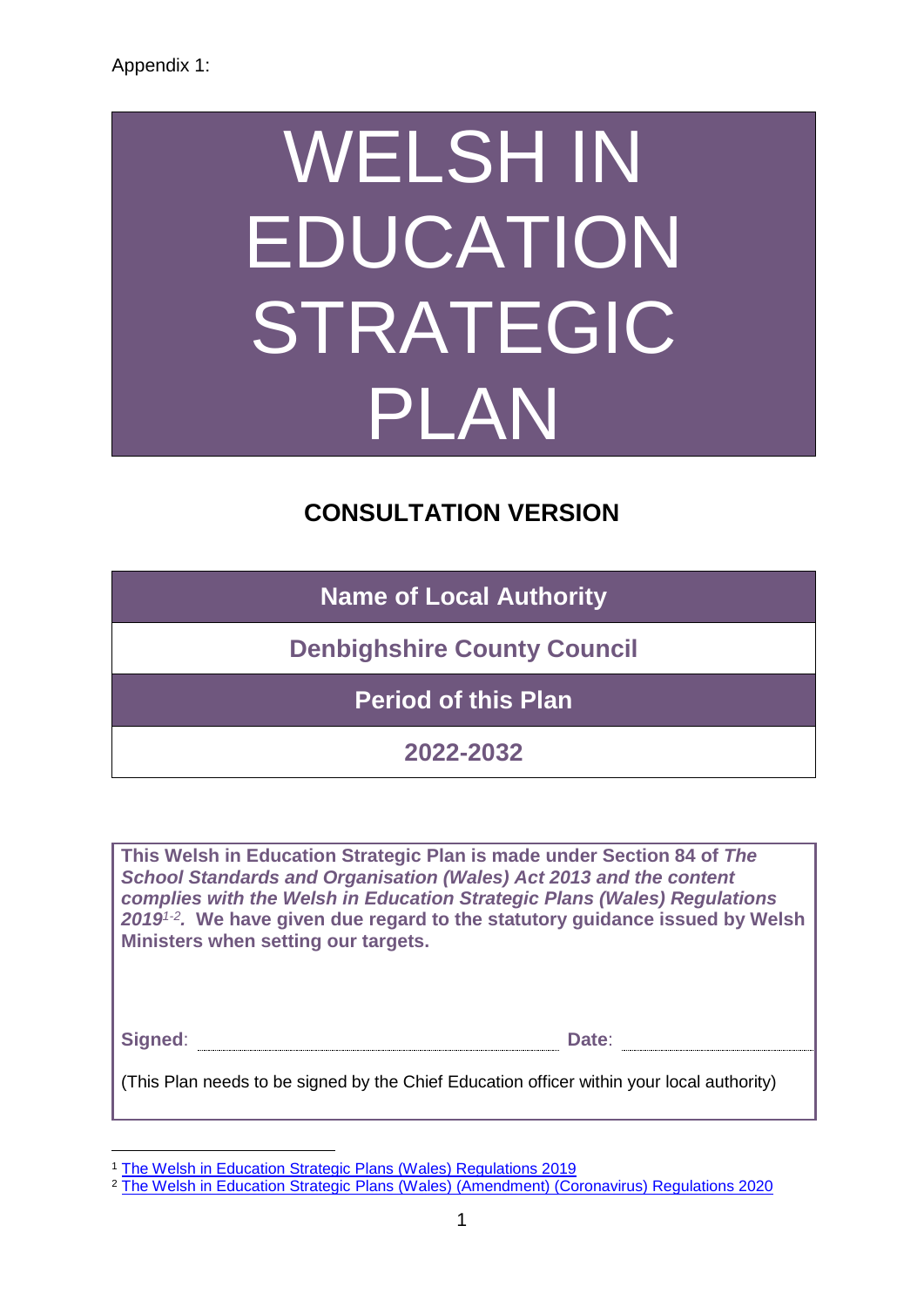Appendix 1:

# WELSH IN EDUCATION STRATEGIC PLAN

## CONSULTATION VERSION

| Name of Local Authority |
| --- |
| Denbighshire County Council |
| **Period of this Plan** |
| 2022-2032 |

**This Welsh in Education Strategic Plan is made under Section 84 of *The School Standards and Organisation (Wales) Act 2013 and the content complies with the Welsh in Education Strategic Plans (Wales) Regulations 2019*[1-2]. We have given due regard to the statutory guidance issued by Welsh Ministers when setting our targets.**

**Signed**: ............................................................ **Date**: ..............................

(This Plan needs to be signed by the Chief Education officer within your local authority)

---

[1] The Welsh in Education Strategic Plans (Wales) Regulations 2019

[2] The Welsh in Education Strategic Plans (Wales) (Amendment) (Coronavirus) Regulations 2020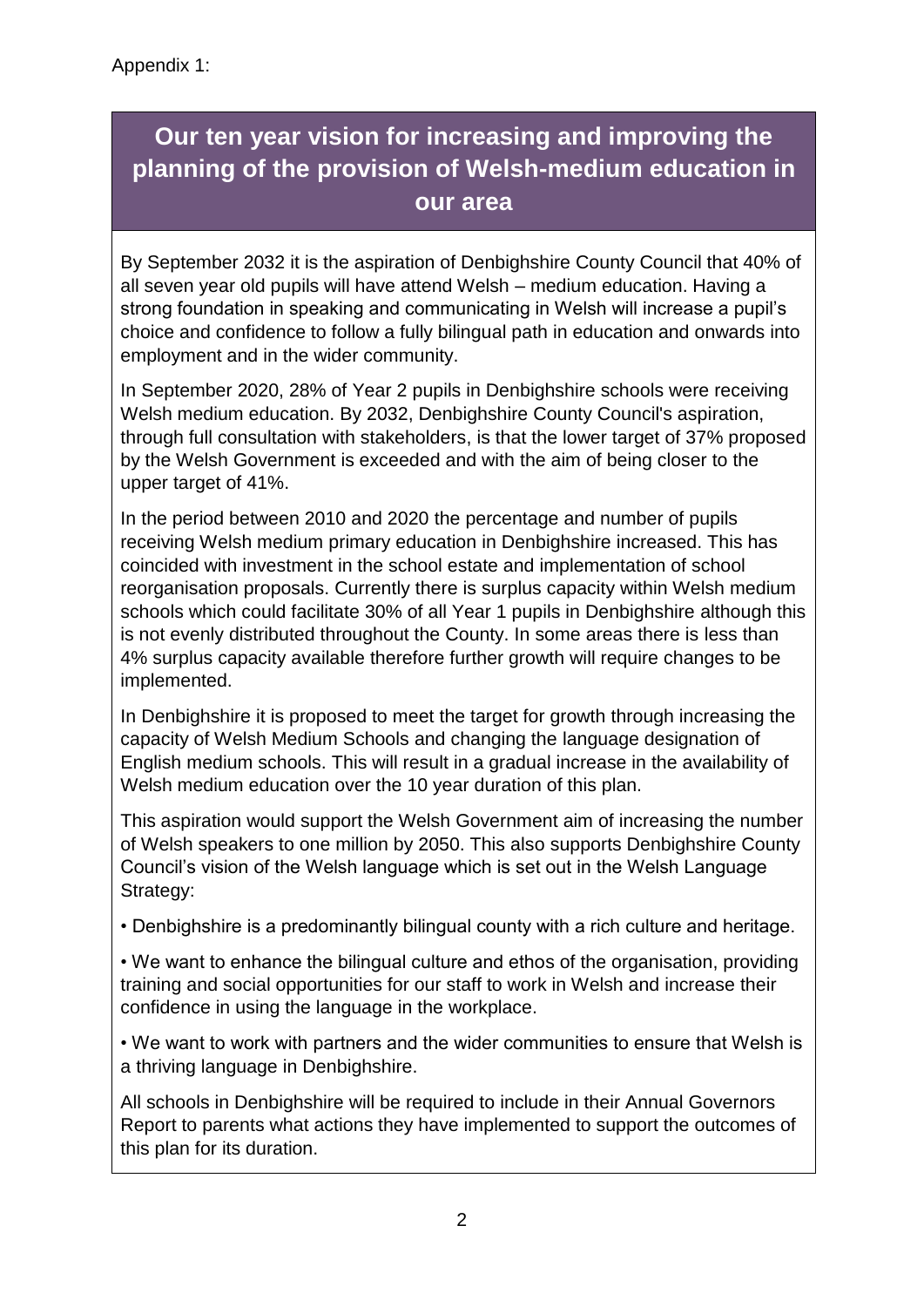Appendix 1:

## Our ten year vision for increasing and improving the planning of the provision of Welsh-medium education in our area

By September 2032 it is the aspiration of Denbighshire County Council that 40% of all seven year old pupils will have attend Welsh – medium education. Having a strong foundation in speaking and communicating in Welsh will increase a pupil's choice and confidence to follow a fully bilingual path in education and onwards into employment and in the wider community.

In September 2020, 28% of Year 2 pupils in Denbighshire schools were receiving Welsh medium education. By 2032, Denbighshire County Council's aspiration, through full consultation with stakeholders, is that the lower target of 37% proposed by the Welsh Government is exceeded and with the aim of being closer to the upper target of 41%.

In the period between 2010 and 2020 the percentage and number of pupils receiving Welsh medium primary education in Denbighshire increased. This has coincided with investment in the school estate and implementation of school reorganisation proposals. Currently there is surplus capacity within Welsh medium schools which could facilitate 30% of all Year 1 pupils in Denbighshire although this is not evenly distributed throughout the County. In some areas there is less than 4% surplus capacity available therefore further growth will require changes to be implemented.

In Denbighshire it is proposed to meet the target for growth through increasing the capacity of Welsh Medium Schools and changing the language designation of English medium schools. This will result in a gradual increase in the availability of Welsh medium education over the 10 year duration of this plan.

This aspiration would support the Welsh Government aim of increasing the number of Welsh speakers to one million by 2050. This also supports Denbighshire County Council's vision of the Welsh language which is set out in the Welsh Language Strategy:

- Denbighshire is a predominantly bilingual county with a rich culture and heritage.
- We want to enhance the bilingual culture and ethos of the organisation, providing training and social opportunities for our staff to work in Welsh and increase their confidence in using the language in the workplace.
- We want to work with partners and the wider communities to ensure that Welsh is a thriving language in Denbighshire.

All schools in Denbighshire will be required to include in their Annual Governors Report to parents what actions they have implemented to support the outcomes of this plan for its duration.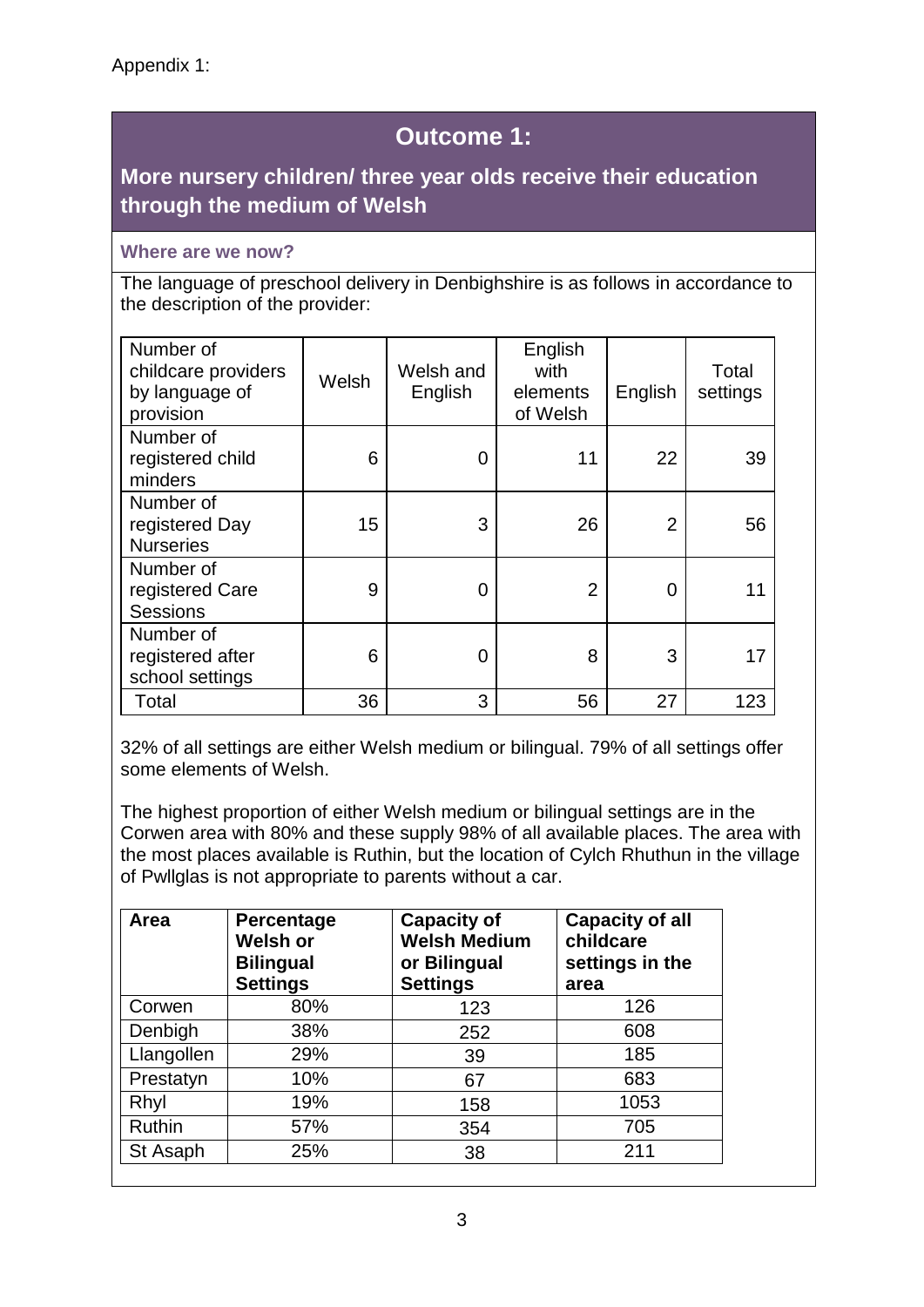Appendix 1:

# Outcome 1:

## More nursery children/ three year olds receive their education through the medium of Welsh

### Where are we now?

The language of preschool delivery in Denbighshire is as follows in accordance to the description of the provider:

| Number of childcare providers by language of provision | Welsh | Welsh and English | English with elements of Welsh | English | Total settings |
|---|---|---|---|---|---|
| Number of registered child minders | 6 | 0 | 11 | 22 | 39 |
| Number of registered Day Nurseries | 15 | 3 | 26 | 2 | 56 |
| Number of registered Care Sessions | 9 | 0 | 2 | 0 | 11 |
| Number of registered after school settings | 6 | 0 | 8 | 3 | 17 |
| Total | 36 | 3 | 56 | 27 | 123 |

32% of all settings are either Welsh medium or bilingual. 79% of all settings offer some elements of Welsh.

The highest proportion of either Welsh medium or bilingual settings are in the Corwen area with 80% and these supply 98% of all available places. The area with the most places available is Ruthin, but the location of Cylch Rhuthun in the village of Pwllglas is not appropriate to parents without a car.

| Area | Percentage Welsh or Bilingual Settings | Capacity of Welsh Medium or Bilingual Settings | Capacity of all childcare settings in the area |
|---|---|---|---|
| Corwen | 80% | 123 | 126 |
| Denbigh | 38% | 252 | 608 |
| Llangollen | 29% | 39 | 185 |
| Prestatyn | 10% | 67 | 683 |
| Rhyl | 19% | 158 | 1053 |
| Ruthin | 57% | 354 | 705 |
| St Asaph | 25% | 38 | 211 |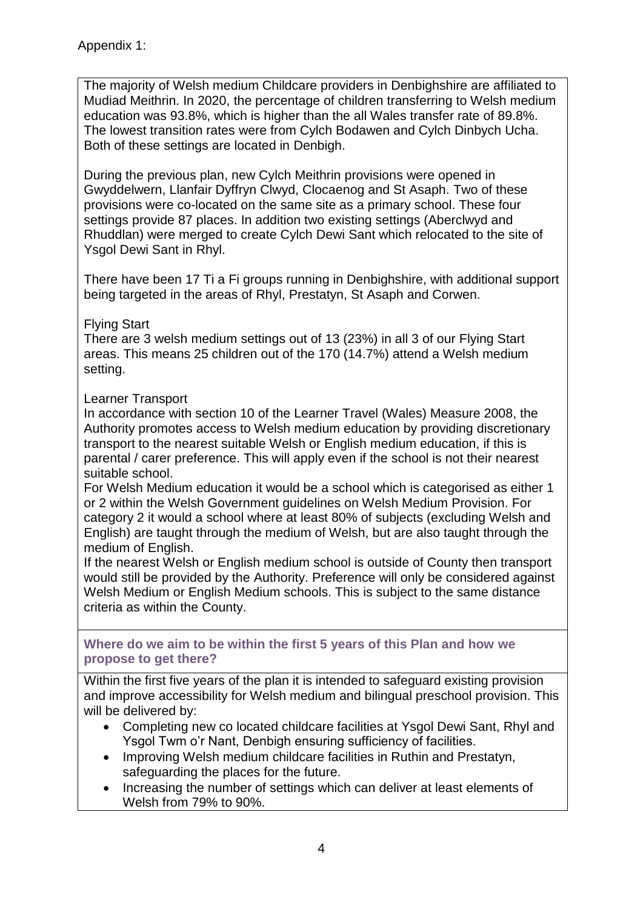Appendix 1:

The majority of Welsh medium Childcare providers in Denbighshire are affiliated to Mudiad Meithrin. In 2020, the percentage of children transferring to Welsh medium education was 93.8%, which is higher than the all Wales transfer rate of 89.8%. The lowest transition rates were from Cylch Bodawen and Cylch Dinbych Ucha. Both of these settings are located in Denbigh.

During the previous plan, new Cylch Meithrin provisions were opened in Gwyddelwern, Llanfair Dyffryn Clwyd, Clocaenog and St Asaph. Two of these provisions were co-located on the same site as a primary school. These four settings provide 87 places. In addition two existing settings (Aberclwyd and Rhuddlan) were merged to create Cylch Dewi Sant which relocated to the site of Ysgol Dewi Sant in Rhyl.

There have been 17 Ti a Fi groups running in Denbighshire, with additional support being targeted in the areas of Rhyl, Prestatyn, St Asaph and Corwen.

Flying Start
There are 3 welsh medium settings out of 13 (23%) in all 3 of our Flying Start areas. This means 25 children out of the 170 (14.7%) attend a Welsh medium setting.

Learner Transport
In accordance with section 10 of the Learner Travel (Wales) Measure 2008, the Authority promotes access to Welsh medium education by providing discretionary transport to the nearest suitable Welsh or English medium education, if this is parental / carer preference. This will apply even if the school is not their nearest suitable school.
For Welsh Medium education it would be a school which is categorised as either 1 or 2 within the Welsh Government guidelines on Welsh Medium Provision. For category 2 it would a school where at least 80% of subjects (excluding Welsh and English) are taught through the medium of Welsh, but are also taught through the medium of English.
If the nearest Welsh or English medium school is outside of County then transport would still be provided by the Authority. Preference will only be considered against Welsh Medium or English Medium schools. This is subject to the same distance criteria as within the County.

**Where do we aim to be within the first 5 years of this Plan and how we propose to get there?**

Within the first five years of the plan it is intended to safeguard existing provision and improve accessibility for Welsh medium and bilingual preschool provision. This will be delivered by:

- Completing new co located childcare facilities at Ysgol Dewi Sant, Rhyl and Ysgol Twm o'r Nant, Denbigh ensuring sufficiency of facilities.
- Improving Welsh medium childcare facilities in Ruthin and Prestatyn, safeguarding the places for the future.
- Increasing the number of settings which can deliver at least elements of Welsh from 79% to 90%.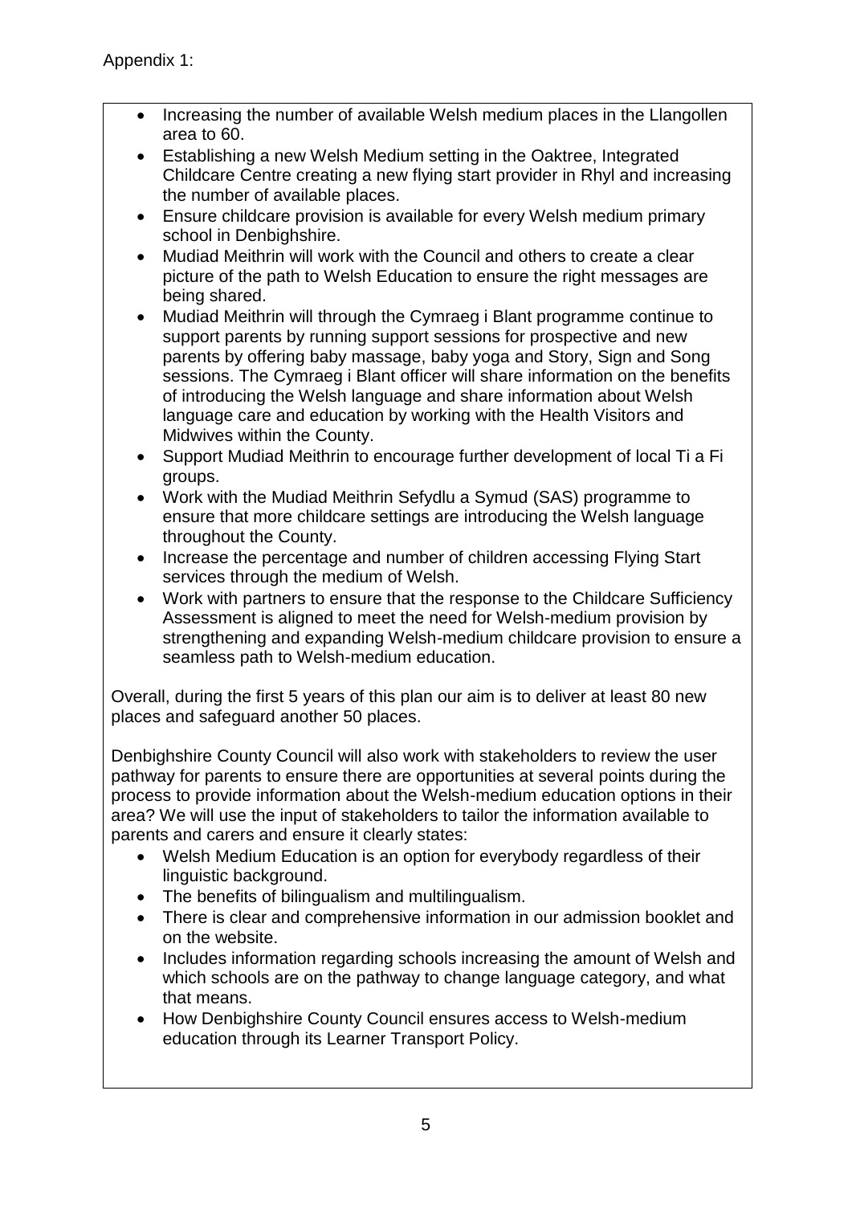Appendix 1:

- Increasing the number of available Welsh medium places in the Llangollen area to 60.
- Establishing a new Welsh Medium setting in the Oaktree, Integrated Childcare Centre creating a new flying start provider in Rhyl and increasing the number of available places.
- Ensure childcare provision is available for every Welsh medium primary school in Denbighshire.
- Mudiad Meithrin will work with the Council and others to create a clear picture of the path to Welsh Education to ensure the right messages are being shared.
- Mudiad Meithrin will through the Cymraeg i Blant programme continue to support parents by running support sessions for prospective and new parents by offering baby massage, baby yoga and Story, Sign and Song sessions. The Cymraeg i Blant officer will share information on the benefits of introducing the Welsh language and share information about Welsh language care and education by working with the Health Visitors and Midwives within the County.
- Support Mudiad Meithrin to encourage further development of local Ti a Fi groups.
- Work with the Mudiad Meithrin Sefydlu a Symud (SAS) programme to ensure that more childcare settings are introducing the Welsh language throughout the County.
- Increase the percentage and number of children accessing Flying Start services through the medium of Welsh.
- Work with partners to ensure that the response to the Childcare Sufficiency Assessment is aligned to meet the need for Welsh-medium provision by strengthening and expanding Welsh-medium childcare provision to ensure a seamless path to Welsh-medium education.

Overall, during the first 5 years of this plan our aim is to deliver at least 80 new places and safeguard another 50 places.

Denbighshire County Council will also work with stakeholders to review the user pathway for parents to ensure there are opportunities at several points during the process to provide information about the Welsh-medium education options in their area? We will use the input of stakeholders to tailor the information available to parents and carers and ensure it clearly states:

- Welsh Medium Education is an option for everybody regardless of their linguistic background.
- The benefits of bilingualism and multilingualism.
- There is clear and comprehensive information in our admission booklet and on the website.
- Includes information regarding schools increasing the amount of Welsh and which schools are on the pathway to change language category, and what that means.
- How Denbighshire County Council ensures access to Welsh-medium education through its Learner Transport Policy.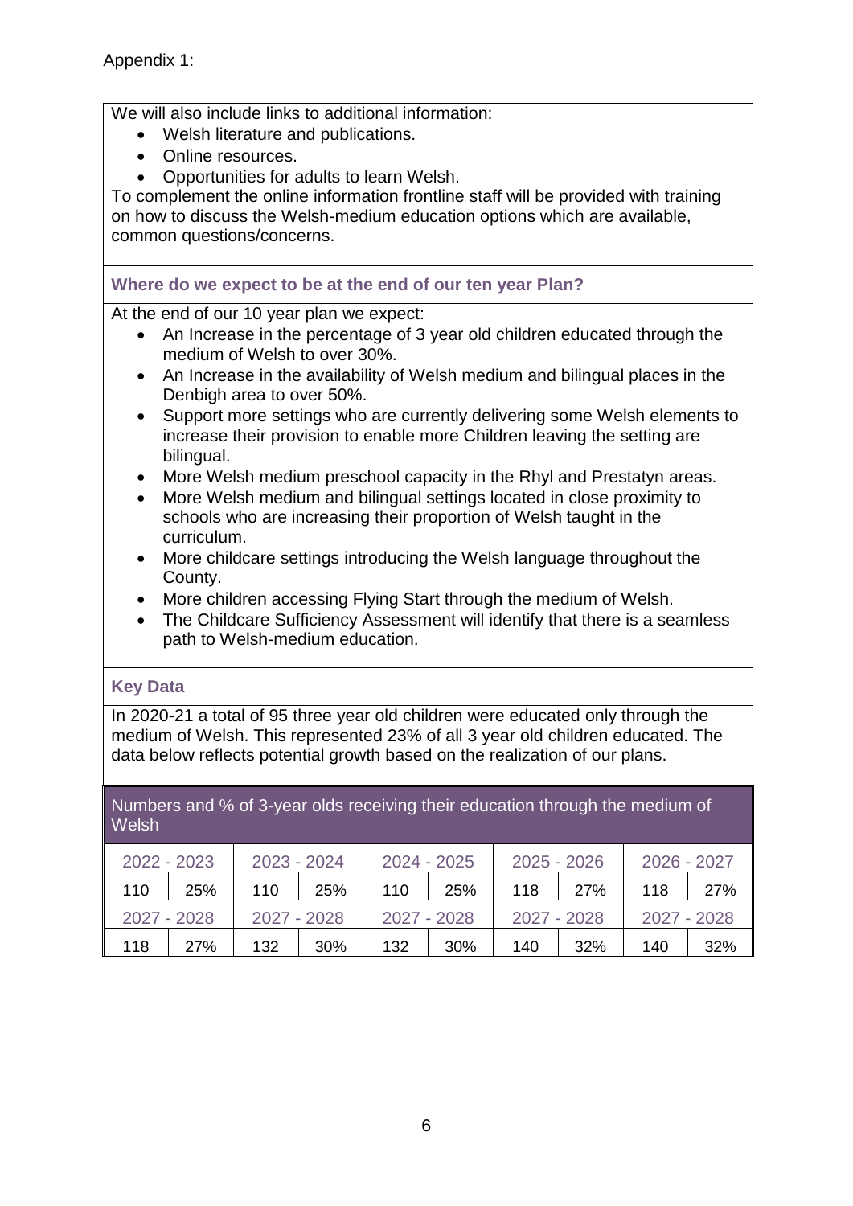Appendix 1:

We will also include links to additional information:

- Welsh literature and publications.
- Online resources.
- Opportunities for adults to learn Welsh.

To complement the online information frontline staff will be provided with training on how to discuss the Welsh-medium education options which are available, common questions/concerns.

### Where do we expect to be at the end of our ten year Plan?

At the end of our 10 year plan we expect:

- An Increase in the percentage of 3 year old children educated through the medium of Welsh to over 30%.
- An Increase in the availability of Welsh medium and bilingual places in the Denbigh area to over 50%.
- Support more settings who are currently delivering some Welsh elements to increase their provision to enable more Children leaving the setting are bilingual.
- More Welsh medium preschool capacity in the Rhyl and Prestatyn areas.
- More Welsh medium and bilingual settings located in close proximity to schools who are increasing their proportion of Welsh taught in the curriculum.
- More childcare settings introducing the Welsh language throughout the County.
- More children accessing Flying Start through the medium of Welsh.
- The Childcare Sufficiency Assessment will identify that there is a seamless path to Welsh-medium education.

### Key Data

In 2020-21 a total of 95 three year old children were educated only through the medium of Welsh. This represented 23% of all 3 year old children educated. The data below reflects potential growth based on the realization of our plans.

| Numbers and % of 3-year olds receiving their education through the medium of Welsh | | | | | | | | | |
|---|---|---|---|---|---|---|---|---|---|
| 2022 - 2023 | | 2023 - 2024 | | 2024 - 2025 | | 2025 - 2026 | | 2026 - 2027 | |
| 110 | 25% | 110 | 25% | 110 | 25% | 118 | 27% | 118 | 27% |
| 2027 - 2028 | | 2027 - 2028 | | 2027 - 2028 | | 2027 - 2028 | | 2027 - 2028 | |
| 118 | 27% | 132 | 30% | 132 | 30% | 140 | 32% | 140 | 32% |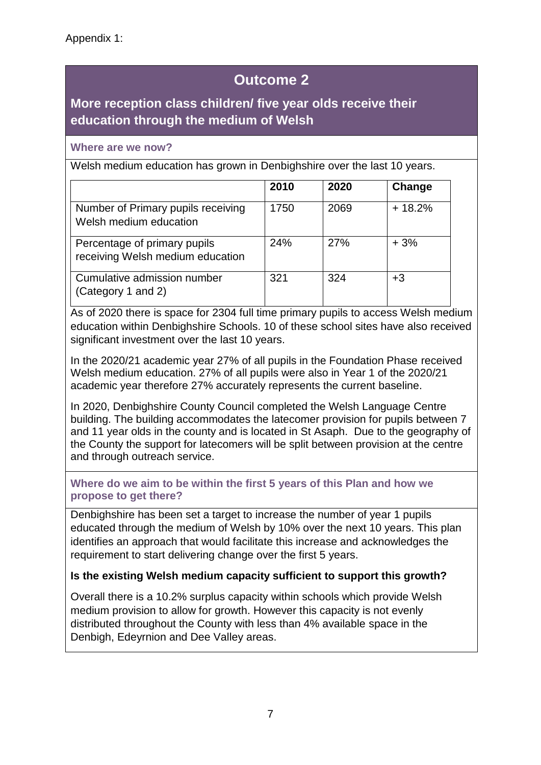Appendix 1:

# Outcome 2

## More reception class children/ five year olds receive their education through the medium of Welsh

### Where are we now?

Welsh medium education has grown in Denbighshire over the last 10 years.

| | 2010 | 2020 | Change |
|---|---|---|---|
| Number of Primary pupils receiving Welsh medium education | 1750 | 2069 | + 18.2% |
| Percentage of primary pupils receiving Welsh medium education | 24% | 27% | + 3% |
| Cumulative admission number (Category 1 and 2) | 321 | 324 | +3 |

As of 2020 there is space for 2304 full time primary pupils to access Welsh medium education within Denbighshire Schools. 10 of these school sites have also received significant investment over the last 10 years.

In the 2020/21 academic year 27% of all pupils in the Foundation Phase received Welsh medium education. 27% of all pupils were also in Year 1 of the 2020/21 academic year therefore 27% accurately represents the current baseline.

In 2020, Denbighshire County Council completed the Welsh Language Centre building. The building accommodates the latecomer provision for pupils between 7 and 11 year olds in the county and is located in St Asaph. Due to the geography of the County the support for latecomers will be split between provision at the centre and through outreach service.

### Where do we aim to be within the first 5 years of this Plan and how we propose to get there?

Denbighshire has been set a target to increase the number of year 1 pupils educated through the medium of Welsh by 10% over the next 10 years. This plan identifies an approach that would facilitate this increase and acknowledges the requirement to start delivering change over the first 5 years.

**Is the existing Welsh medium capacity sufficient to support this growth?**

Overall there is a 10.2% surplus capacity within schools which provide Welsh medium provision to allow for growth. However this capacity is not evenly distributed throughout the County with less than 4% available space in the Denbigh, Edeyrnion and Dee Valley areas.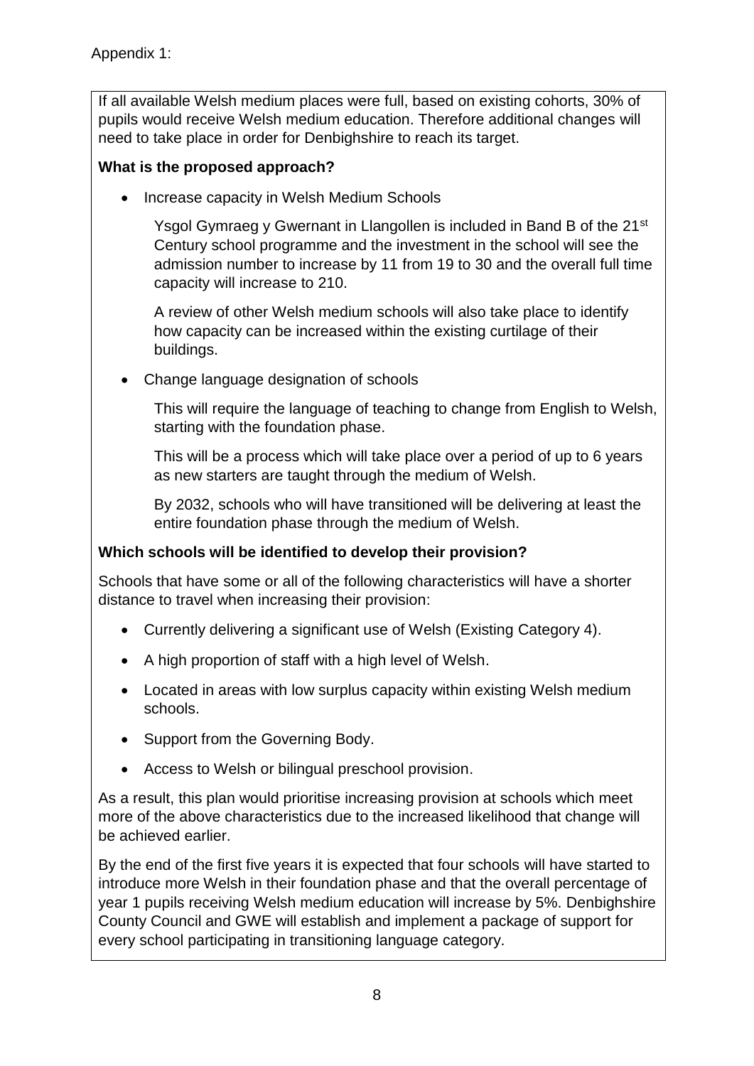Appendix 1:

If all available Welsh medium places were full, based on existing cohorts, 30% of pupils would receive Welsh medium education. Therefore additional changes will need to take place in order for Denbighshire to reach its target.

**What is the proposed approach?**

- Increase capacity in Welsh Medium Schools

  Ysgol Gymraeg y Gwernant in Llangollen is included in Band B of the 21st Century school programme and the investment in the school will see the admission number to increase by 11 from 19 to 30 and the overall full time capacity will increase to 210.

  A review of other Welsh medium schools will also take place to identify how capacity can be increased within the existing curtilage of their buildings.

- Change language designation of schools

  This will require the language of teaching to change from English to Welsh, starting with the foundation phase.

  This will be a process which will take place over a period of up to 6 years as new starters are taught through the medium of Welsh.

  By 2032, schools who will have transitioned will be delivering at least the entire foundation phase through the medium of Welsh.

**Which schools will be identified to develop their provision?**

Schools that have some or all of the following characteristics will have a shorter distance to travel when increasing their provision:

- Currently delivering a significant use of Welsh (Existing Category 4).
- A high proportion of staff with a high level of Welsh.
- Located in areas with low surplus capacity within existing Welsh medium schools.
- Support from the Governing Body.
- Access to Welsh or bilingual preschool provision.

As a result, this plan would prioritise increasing provision at schools which meet more of the above characteristics due to the increased likelihood that change will be achieved earlier.

By the end of the first five years it is expected that four schools will have started to introduce more Welsh in their foundation phase and that the overall percentage of year 1 pupils receiving Welsh medium education will increase by 5%. Denbighshire County Council and GWE will establish and implement a package of support for every school participating in transitioning language category.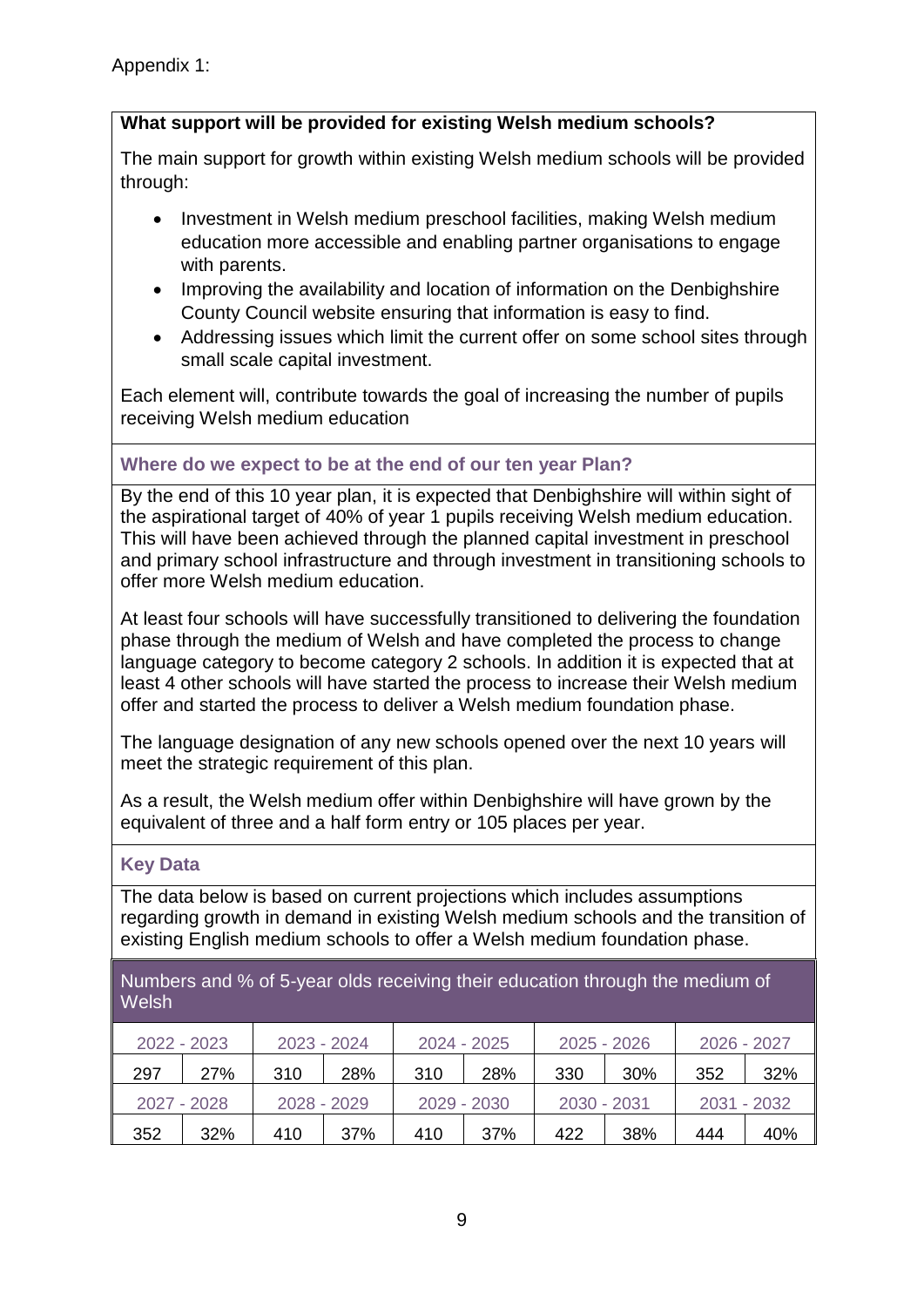Appendix 1:

**What support will be provided for existing Welsh medium schools?**

The main support for growth within existing Welsh medium schools will be provided through:

- Investment in Welsh medium preschool facilities, making Welsh medium education more accessible and enabling partner organisations to engage with parents.
- Improving the availability and location of information on the Denbighshire County Council website ensuring that information is easy to find.
- Addressing issues which limit the current offer on some school sites through small scale capital investment.

Each element will, contribute towards the goal of increasing the number of pupils receiving Welsh medium education

### Where do we expect to be at the end of our ten year Plan?

By the end of this 10 year plan, it is expected that Denbighshire will within sight of the aspirational target of 40% of year 1 pupils receiving Welsh medium education. This will have been achieved through the planned capital investment in preschool and primary school infrastructure and through investment in transitioning schools to offer more Welsh medium education.

At least four schools will have successfully transitioned to delivering the foundation phase through the medium of Welsh and have completed the process to change language category to become category 2 schools. In addition it is expected that at least 4 other schools will have started the process to increase their Welsh medium offer and started the process to deliver a Welsh medium foundation phase.

The language designation of any new schools opened over the next 10 years will meet the strategic requirement of this plan.

As a result, the Welsh medium offer within Denbighshire will have grown by the equivalent of three and a half form entry or 105 places per year.

### Key Data

The data below is based on current projections which includes assumptions regarding growth in demand in existing Welsh medium schools and the transition of existing English medium schools to offer a Welsh medium foundation phase.

| Numbers and % of 5-year olds receiving their education through the medium of Welsh | | | | | | | | | |
|---|---|---|---|---|---|---|---|---|---|
| 2022 - 2023 | | 2023 - 2024 | | 2024 - 2025 | | 2025 - 2026 | | 2026 - 2027 | |
| 297 | 27% | 310 | 28% | 310 | 28% | 330 | 30% | 352 | 32% |
| 2027 - 2028 | | 2028 - 2029 | | 2029 - 2030 | | 2030 - 2031 | | 2031 - 2032 | |
| 352 | 32% | 410 | 37% | 410 | 37% | 422 | 38% | 444 | 40% |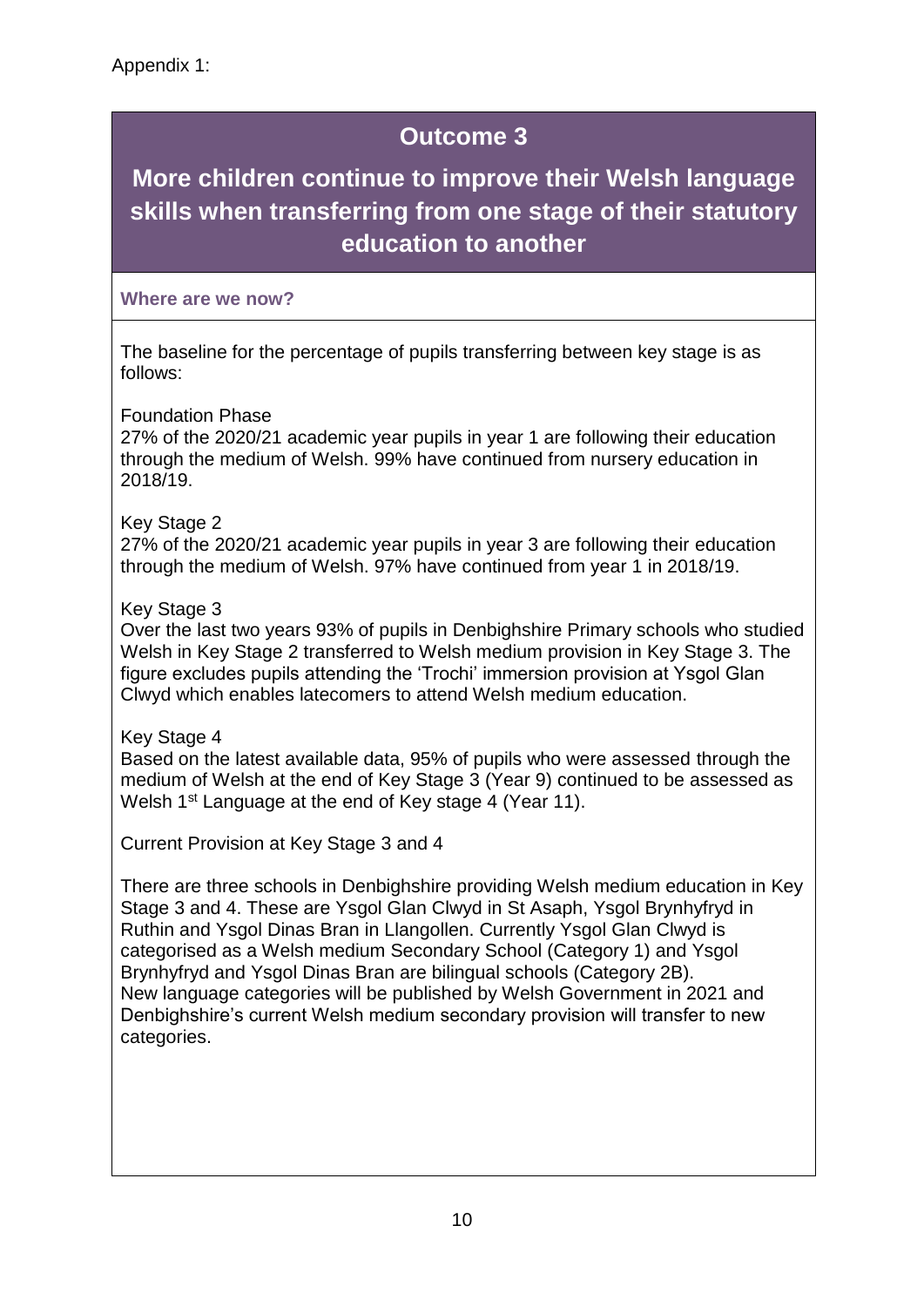Appendix 1:

# Outcome 3

## More children continue to improve their Welsh language skills when transferring from one stage of their statutory education to another

**Where are we now?**

The baseline for the percentage of pupils transferring between key stage is as follows:

Foundation Phase
27% of the 2020/21 academic year pupils in year 1 are following their education through the medium of Welsh. 99% have continued from nursery education in 2018/19.

Key Stage 2
27% of the 2020/21 academic year pupils in year 3 are following their education through the medium of Welsh. 97% have continued from year 1 in 2018/19.

Key Stage 3
Over the last two years 93% of pupils in Denbighshire Primary schools who studied Welsh in Key Stage 2 transferred to Welsh medium provision in Key Stage 3. The figure excludes pupils attending the 'Trochi' immersion provision at Ysgol Glan Clwyd which enables latecomers to attend Welsh medium education.

Key Stage 4
Based on the latest available data, 95% of pupils who were assessed through the medium of Welsh at the end of Key Stage 3 (Year 9) continued to be assessed as Welsh 1st Language at the end of Key stage 4 (Year 11).

Current Provision at Key Stage 3 and 4

There are three schools in Denbighshire providing Welsh medium education in Key Stage 3 and 4. These are Ysgol Glan Clwyd in St Asaph, Ysgol Brynhyfryd in Ruthin and Ysgol Dinas Bran in Llangollen. Currently Ysgol Glan Clwyd is categorised as a Welsh medium Secondary School (Category 1) and Ysgol Brynhyfryd and Ysgol Dinas Bran are bilingual schools (Category 2B).
New language categories will be published by Welsh Government in 2021 and Denbighshire's current Welsh medium secondary provision will transfer to new categories.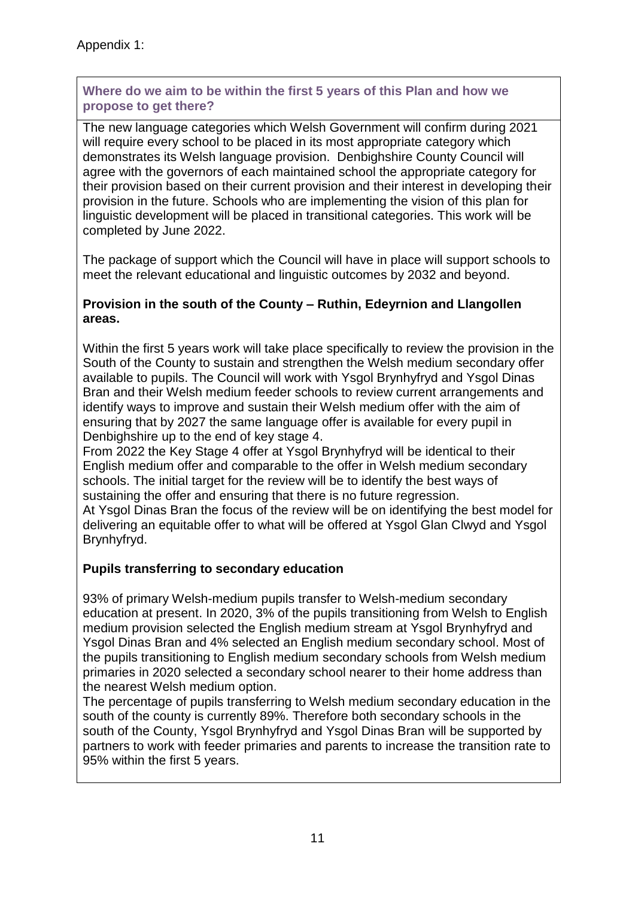Appendix 1:

## Where do we aim to be within the first 5 years of this Plan and how we propose to get there?

The new language categories which Welsh Government will confirm during 2021 will require every school to be placed in its most appropriate category which demonstrates its Welsh language provision. Denbighshire County Council will agree with the governors of each maintained school the appropriate category for their provision based on their current provision and their interest in developing their provision in the future. Schools who are implementing the vision of this plan for linguistic development will be placed in transitional categories. This work will be completed by June 2022.

The package of support which the Council will have in place will support schools to meet the relevant educational and linguistic outcomes by 2032 and beyond.

**Provision in the south of the County – Ruthin, Edeyrnion and Llangollen areas.**

Within the first 5 years work will take place specifically to review the provision in the South of the County to sustain and strengthen the Welsh medium secondary offer available to pupils. The Council will work with Ysgol Brynhyfryd and Ysgol Dinas Bran and their Welsh medium feeder schools to review current arrangements and identify ways to improve and sustain their Welsh medium offer with the aim of ensuring that by 2027 the same language offer is available for every pupil in Denbighshire up to the end of key stage 4.

From 2022 the Key Stage 4 offer at Ysgol Brynhyfryd will be identical to their English medium offer and comparable to the offer in Welsh medium secondary schools. The initial target for the review will be to identify the best ways of sustaining the offer and ensuring that there is no future regression.

At Ysgol Dinas Bran the focus of the review will be on identifying the best model for delivering an equitable offer to what will be offered at Ysgol Glan Clwyd and Ysgol Brynhyfryd.

**Pupils transferring to secondary education**

93% of primary Welsh-medium pupils transfer to Welsh-medium secondary education at present. In 2020, 3% of the pupils transitioning from Welsh to English medium provision selected the English medium stream at Ysgol Brynhyfryd and Ysgol Dinas Bran and 4% selected an English medium secondary school. Most of the pupils transitioning to English medium secondary schools from Welsh medium primaries in 2020 selected a secondary school nearer to their home address than the nearest Welsh medium option.

The percentage of pupils transferring to Welsh medium secondary education in the south of the county is currently 89%. Therefore both secondary schools in the south of the County, Ysgol Brynhyfryd and Ysgol Dinas Bran will be supported by partners to work with feeder primaries and parents to increase the transition rate to 95% within the first 5 years.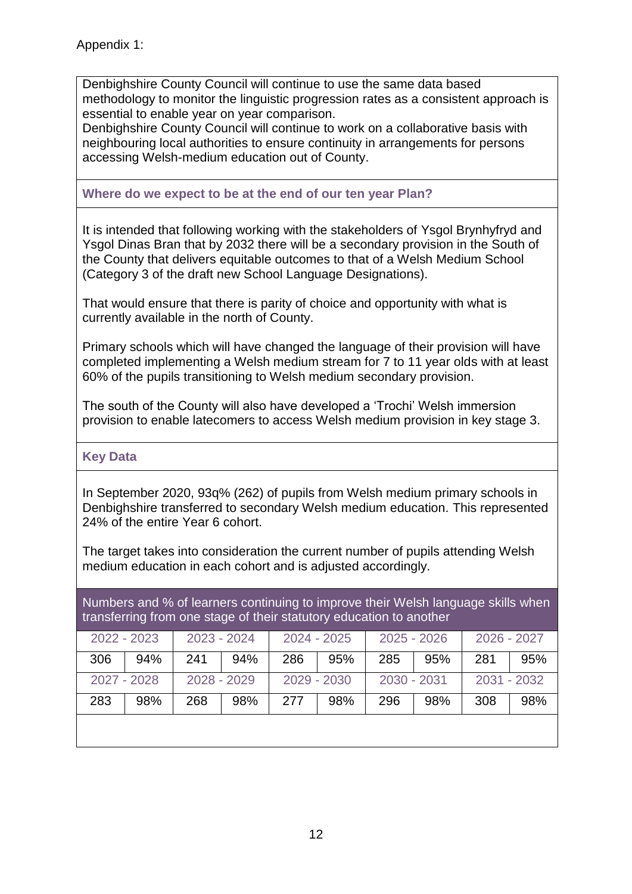Appendix 1:

Denbighshire County Council will continue to use the same data based methodology to monitor the linguistic progression rates as a consistent approach is essential to enable year on year comparison.
Denbighshire County Council will continue to work on a collaborative basis with neighbouring local authorities to ensure continuity in arrangements for persons accessing Welsh-medium education out of County.

**Where do we expect to be at the end of our ten year Plan?**

It is intended that following working with the stakeholders of Ysgol Brynhyfryd and Ysgol Dinas Bran that by 2032 there will be a secondary provision in the South of the County that delivers equitable outcomes to that of a Welsh Medium School (Category 3 of the draft new School Language Designations).

That would ensure that there is parity of choice and opportunity with what is currently available in the north of County.

Primary schools which will have changed the language of their provision will have completed implementing a Welsh medium stream for 7 to 11 year olds with at least 60% of the pupils transitioning to Welsh medium secondary provision.

The south of the County will also have developed a 'Trochi' Welsh immersion provision to enable latecomers to access Welsh medium provision in key stage 3.

**Key Data**

In September 2020, 93q% (262) of pupils from Welsh medium primary schools in Denbighshire transferred to secondary Welsh medium education. This represented 24% of the entire Year 6 cohort.

The target takes into consideration the current number of pupils attending Welsh medium education in each cohort and is adjusted accordingly.

| Numbers and % of learners continuing to improve their Welsh language skills when transferring from one stage of their statutory education to another | | | | | | | | | |
|---|---|---|---|---|---|---|---|---|---|
| 2022 - 2023 | | 2023 - 2024 | | 2024 - 2025 | | 2025 - 2026 | | 2026 - 2027 | |
| 306 | 94% | 241 | 94% | 286 | 95% | 285 | 95% | 281 | 95% |
| 2027 - 2028 | | 2028 - 2029 | | 2029 - 2030 | | 2030 - 2031 | | 2031 - 2032 | |
| 283 | 98% | 268 | 98% | 277 | 98% | 296 | 98% | 308 | 98% |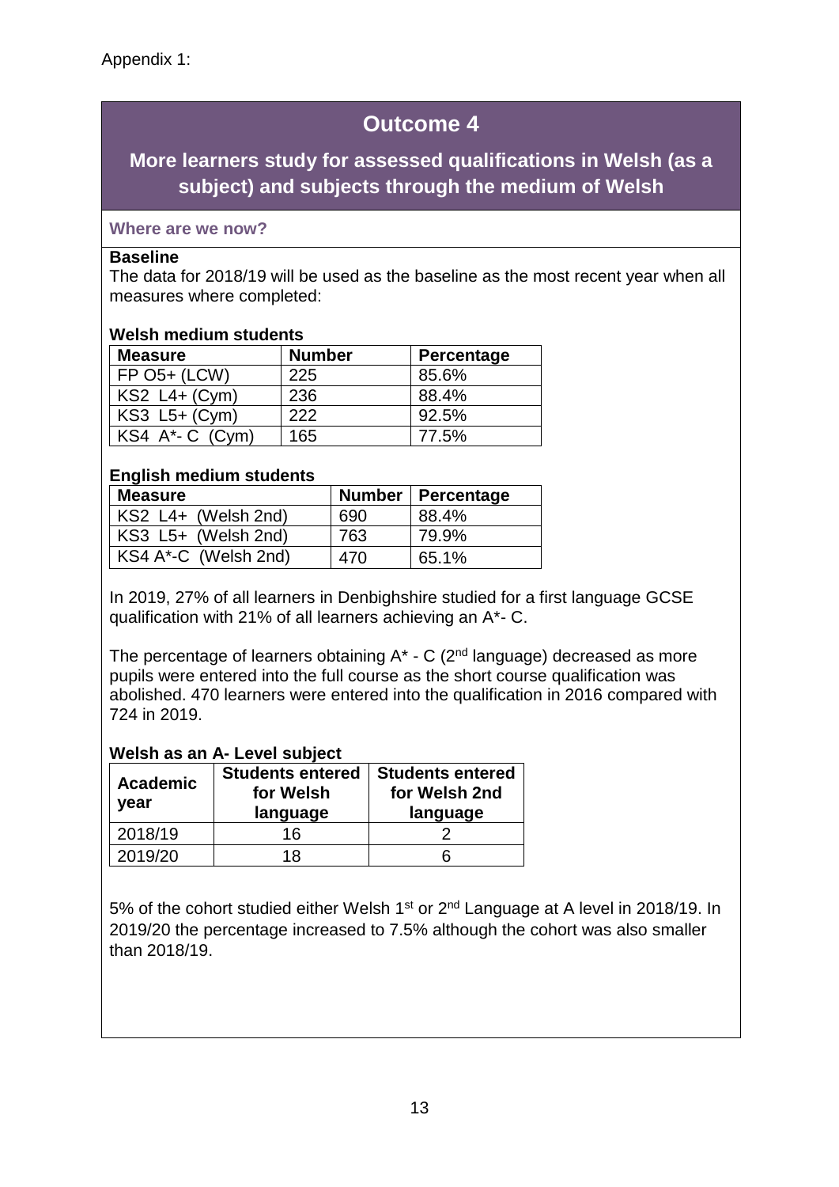Appendix 1:

# Outcome 4

## More learners study for assessed qualifications in Welsh (as a subject) and subjects through the medium of Welsh

### Where are we now?

**Baseline**

The data for 2018/19 will be used as the baseline as the most recent year when all measures where completed:

**Welsh medium students**

| Measure | Number | Percentage |
|---|---|---|
| FP O5+ (LCW) | 225 | 85.6% |
| KS2 L4+ (Cym) | 236 | 88.4% |
| KS3 L5+ (Cym) | 222 | 92.5% |
| KS4 A*- C (Cym) | 165 | 77.5% |

**English medium students**

| Measure | Number | Percentage |
|---|---|---|
| KS2 L4+ (Welsh 2nd) | 690 | 88.4% |
| KS3 L5+ (Welsh 2nd) | 763 | 79.9% |
| KS4 A*-C (Welsh 2nd) | 470 | 65.1% |

In 2019, 27% of all learners in Denbighshire studied for a first language GCSE qualification with 21% of all learners achieving an A*- C.

The percentage of learners obtaining A* - C (2nd language) decreased as more pupils were entered into the full course as the short course qualification was abolished. 470 learners were entered into the qualification in 2016 compared with 724 in 2019.

**Welsh as an A- Level subject**

| Academic year | Students entered for Welsh language | Students entered for Welsh 2nd language |
|---|---|---|
| 2018/19 | 16 | 2 |
| 2019/20 | 18 | 6 |

5% of the cohort studied either Welsh 1st or 2nd Language at A level in 2018/19. In 2019/20 the percentage increased to 7.5% although the cohort was also smaller than 2018/19.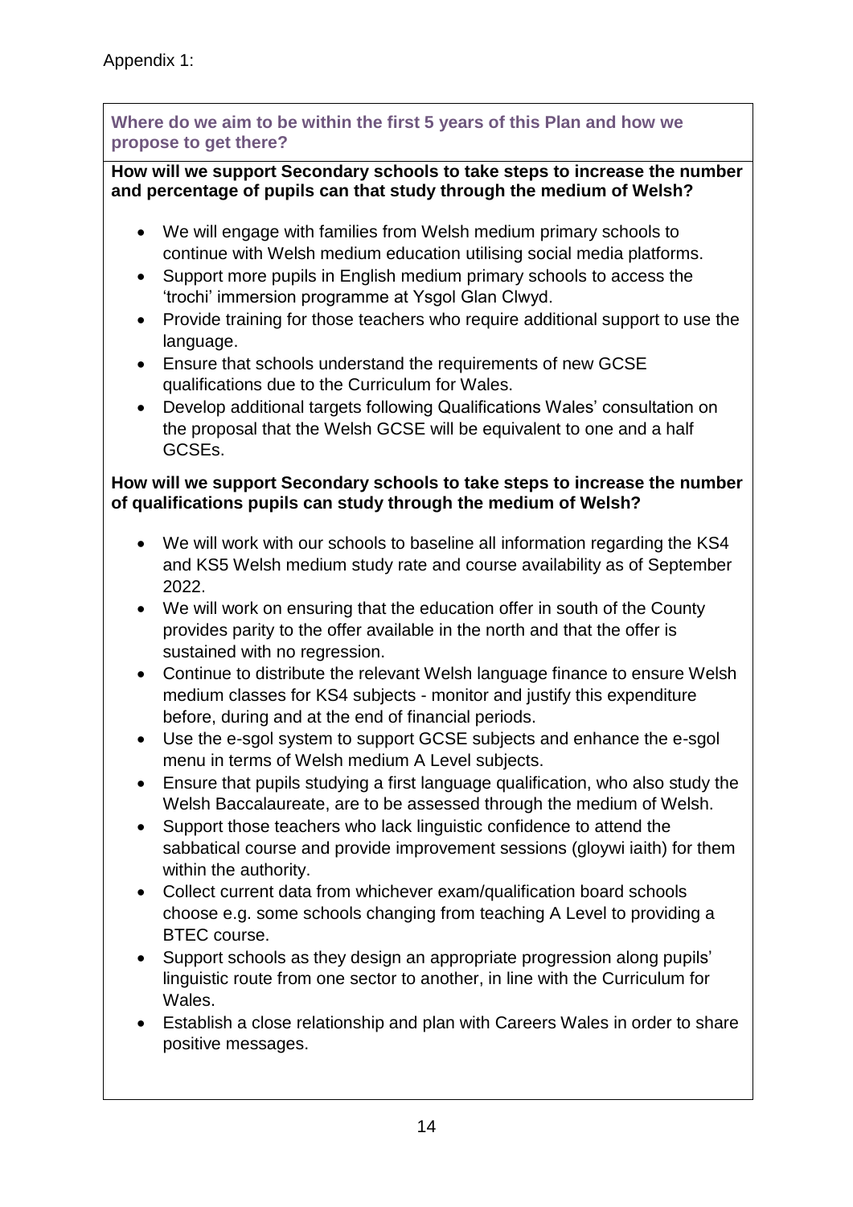Appendix 1:

### Where do we aim to be within the first 5 years of this Plan and how we propose to get there?

**How will we support Secondary schools to take steps to increase the number and percentage of pupils can that study through the medium of Welsh?**

- We will engage with families from Welsh medium primary schools to continue with Welsh medium education utilising social media platforms.
- Support more pupils in English medium primary schools to access the 'trochi' immersion programme at Ysgol Glan Clwyd.
- Provide training for those teachers who require additional support to use the language.
- Ensure that schools understand the requirements of new GCSE qualifications due to the Curriculum for Wales.
- Develop additional targets following Qualifications Wales' consultation on the proposal that the Welsh GCSE will be equivalent to one and a half GCSEs.

**How will we support Secondary schools to take steps to increase the number of qualifications pupils can study through the medium of Welsh?**

- We will work with our schools to baseline all information regarding the KS4 and KS5 Welsh medium study rate and course availability as of September 2022.
- We will work on ensuring that the education offer in south of the County provides parity to the offer available in the north and that the offer is sustained with no regression.
- Continue to distribute the relevant Welsh language finance to ensure Welsh medium classes for KS4 subjects - monitor and justify this expenditure before, during and at the end of financial periods.
- Use the e-sgol system to support GCSE subjects and enhance the e-sgol menu in terms of Welsh medium A Level subjects.
- Ensure that pupils studying a first language qualification, who also study the Welsh Baccalaureate, are to be assessed through the medium of Welsh.
- Support those teachers who lack linguistic confidence to attend the sabbatical course and provide improvement sessions (gloywi iaith) for them within the authority.
- Collect current data from whichever exam/qualification board schools choose e.g. some schools changing from teaching A Level to providing a BTEC course.
- Support schools as they design an appropriate progression along pupils' linguistic route from one sector to another, in line with the Curriculum for Wales.
- Establish a close relationship and plan with Careers Wales in order to share positive messages.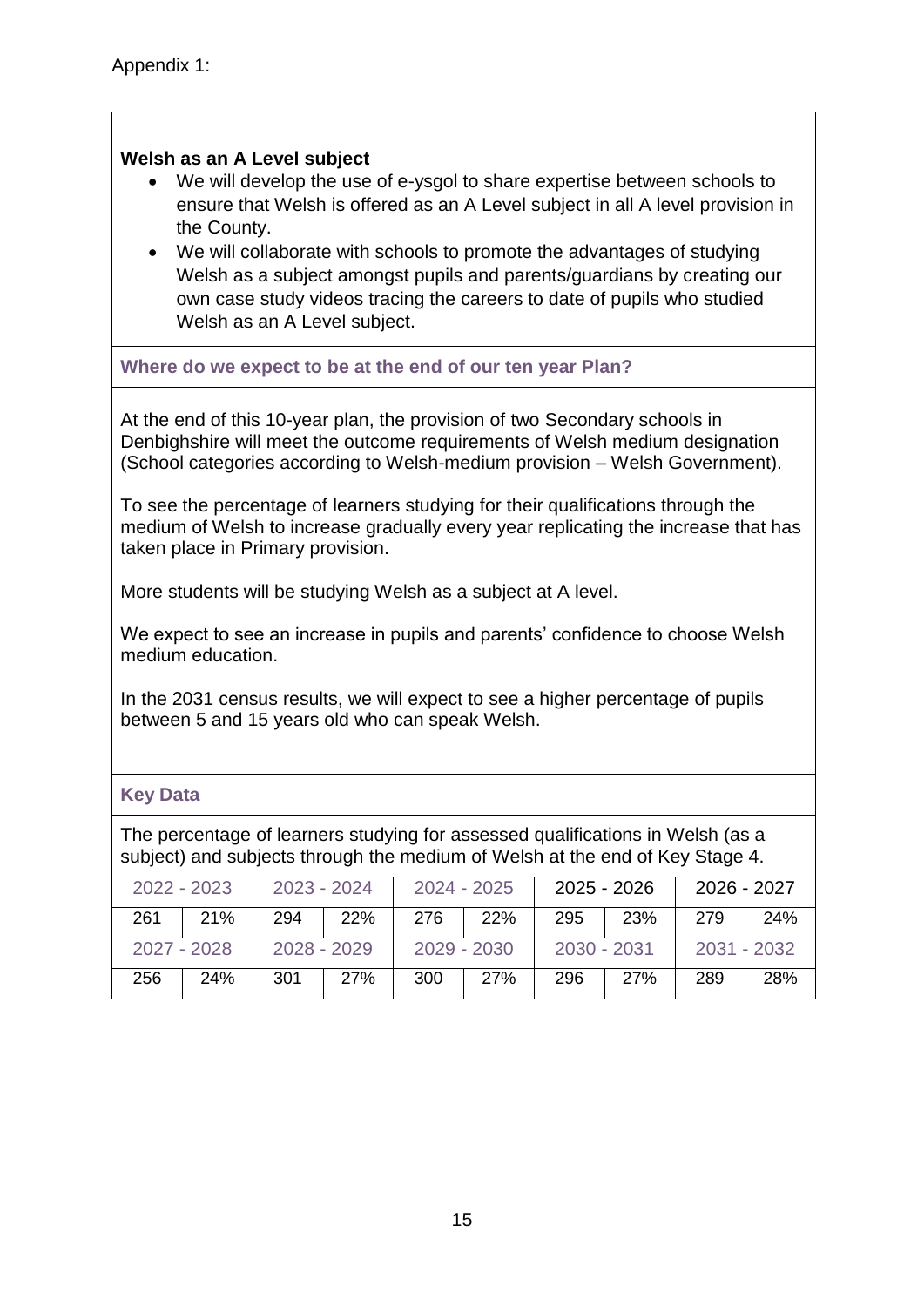Appendix 1:

**Welsh as an A Level subject**

- We will develop the use of e-ysgol to share expertise between schools to ensure that Welsh is offered as an A Level subject in all A level provision in the County.
- We will collaborate with schools to promote the advantages of studying Welsh as a subject amongst pupils and parents/guardians by creating our own case study videos tracing the careers to date of pupils who studied Welsh as an A Level subject.

**Where do we expect to be at the end of our ten year Plan?**

At the end of this 10-year plan, the provision of two Secondary schools in Denbighshire will meet the outcome requirements of Welsh medium designation (School categories according to Welsh-medium provision – Welsh Government).

To see the percentage of learners studying for their qualifications through the medium of Welsh to increase gradually every year replicating the increase that has taken place in Primary provision.

More students will be studying Welsh as a subject at A level.

We expect to see an increase in pupils and parents' confidence to choose Welsh medium education.

In the 2031 census results, we will expect to see a higher percentage of pupils between 5 and 15 years old who can speak Welsh.

**Key Data**

The percentage of learners studying for assessed qualifications in Welsh (as a subject) and subjects through the medium of Welsh at the end of Key Stage 4.

| 2022 - 2023 | | 2023 - 2024 | | 2024 - 2025 | | 2025 - 2026 | | 2026 - 2027 | |
|---|---|---|---|---|---|---|---|---|---|
| 261 | 21% | 294 | 22% | 276 | 22% | 295 | 23% | 279 | 24% |
| **2027 - 2028** | | **2028 - 2029** | | **2029 - 2030** | | **2030 - 2031** | | **2031 - 2032** | |
| 256 | 24% | 301 | 27% | 300 | 27% | 296 | 27% | 289 | 28% |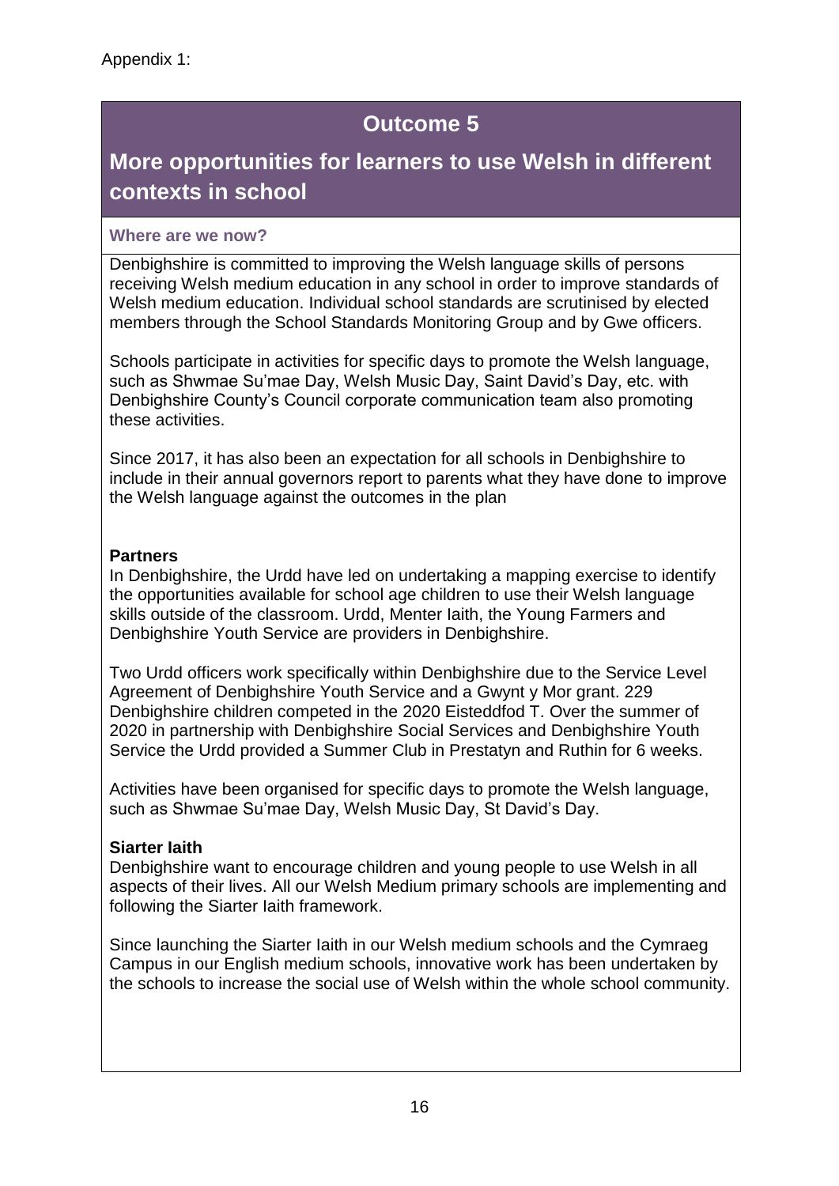Appendix 1:

# Outcome 5

## More opportunities for learners to use Welsh in different contexts in school

### Where are we now?

Denbighshire is committed to improving the Welsh language skills of persons receiving Welsh medium education in any school in order to improve standards of Welsh medium education. Individual school standards are scrutinised by elected members through the School Standards Monitoring Group and by Gwe officers.

Schools participate in activities for specific days to promote the Welsh language, such as Shwmae Su'mae Day, Welsh Music Day, Saint David's Day, etc. with Denbighshire County's Council corporate communication team also promoting these activities.

Since 2017, it has also been an expectation for all schools in Denbighshire to include in their annual governors report to parents what they have done to improve the Welsh language against the outcomes in the plan

**Partners**

In Denbighshire, the Urdd have led on undertaking a mapping exercise to identify the opportunities available for school age children to use their Welsh language skills outside of the classroom. Urdd, Menter Iaith, the Young Farmers and Denbighshire Youth Service are providers in Denbighshire.

Two Urdd officers work specifically within Denbighshire due to the Service Level Agreement of Denbighshire Youth Service and a Gwynt y Mor grant. 229 Denbighshire children competed in the 2020 Eisteddfod T. Over the summer of 2020 in partnership with Denbighshire Social Services and Denbighshire Youth Service the Urdd provided a Summer Club in Prestatyn and Ruthin for 6 weeks.

Activities have been organised for specific days to promote the Welsh language, such as Shwmae Su'mae Day, Welsh Music Day, St David's Day.

**Siarter Iaith**

Denbighshire want to encourage children and young people to use Welsh in all aspects of their lives. All our Welsh Medium primary schools are implementing and following the Siarter Iaith framework.

Since launching the Siarter Iaith in our Welsh medium schools and the Cymraeg Campus in our English medium schools, innovative work has been undertaken by the schools to increase the social use of Welsh within the whole school community.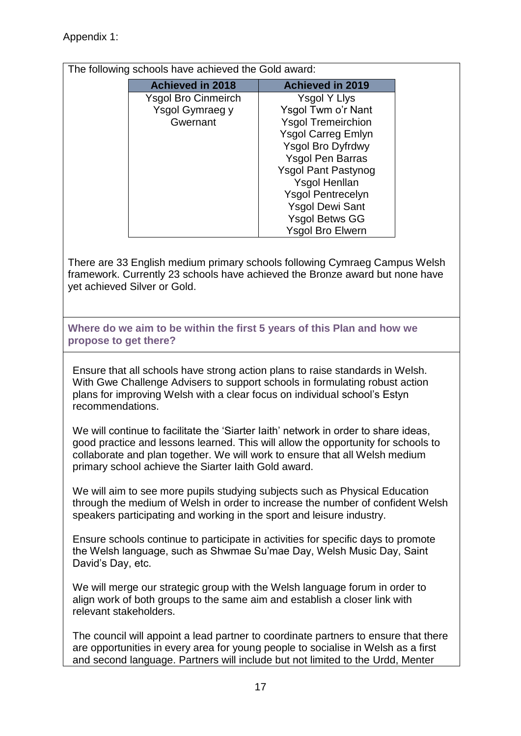Appendix 1:

The following schools have achieved the Gold award:

| Achieved in 2018 | Achieved in 2019 |
| --- | --- |
| Ysgol Bro Cinmeirch | Ysgol Y Llys |
| Ysgol Gymraeg y Gwernant | Ysgol Twm o'r Nant |
| | Ysgol Tremeirchion |
| | Ysgol Carreg Emlyn |
| | Ysgol Bro Dyfrdwy |
| | Ysgol Pen Barras |
| | Ysgol Pant Pastynog |
| | Ysgol Henllan |
| | Ysgol Pentrecelyn |
| | Ysgol Dewi Sant |
| | Ysgol Betws GG |
| | Ysgol Bro Elwern |

There are 33 English medium primary schools following Cymraeg Campus Welsh framework. Currently 23 schools have achieved the Bronze award but none have yet achieved Silver or Gold.

**Where do we aim to be within the first 5 years of this Plan and how we propose to get there?**

Ensure that all schools have strong action plans to raise standards in Welsh. With Gwe Challenge Advisers to support schools in formulating robust action plans for improving Welsh with a clear focus on individual school's Estyn recommendations.

We will continue to facilitate the 'Siarter Iaith' network in order to share ideas, good practice and lessons learned. This will allow the opportunity for schools to collaborate and plan together. We will work to ensure that all Welsh medium primary school achieve the Siarter Iaith Gold award.

We will aim to see more pupils studying subjects such as Physical Education through the medium of Welsh in order to increase the number of confident Welsh speakers participating and working in the sport and leisure industry.

Ensure schools continue to participate in activities for specific days to promote the Welsh language, such as Shwmae Su'mae Day, Welsh Music Day, Saint David's Day, etc.

We will merge our strategic group with the Welsh language forum in order to align work of both groups to the same aim and establish a closer link with relevant stakeholders.

The council will appoint a lead partner to coordinate partners to ensure that there are opportunities in every area for young people to socialise in Welsh as a first and second language. Partners will include but not limited to the Urdd, Menter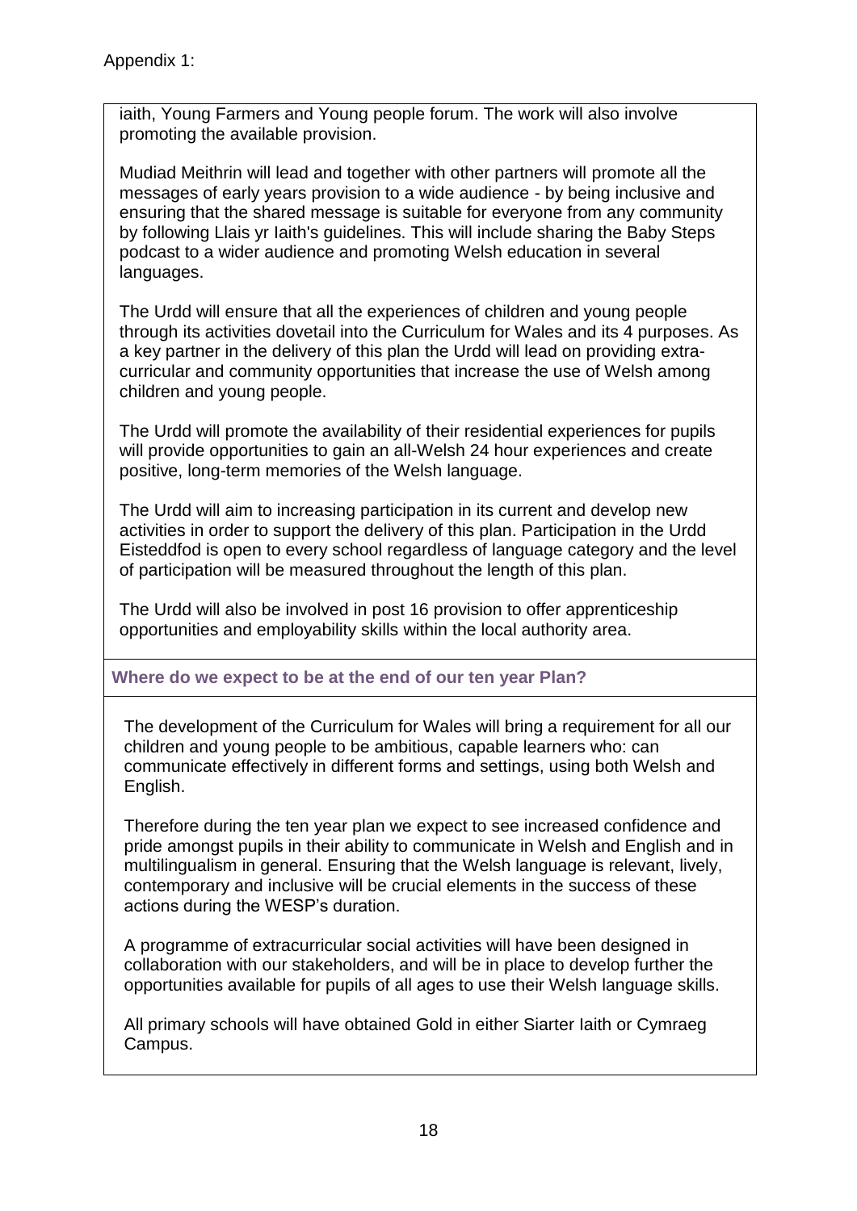Appendix 1:

iaith, Young Farmers and Young people forum. The work will also involve promoting the available provision.

Mudiad Meithrin will lead and together with other partners will promote all the messages of early years provision to a wide audience - by being inclusive and ensuring that the shared message is suitable for everyone from any community by following Llais yr Iaith's guidelines. This will include sharing the Baby Steps podcast to a wider audience and promoting Welsh education in several languages.

The Urdd will ensure that all the experiences of children and young people through its activities dovetail into the Curriculum for Wales and its 4 purposes. As a key partner in the delivery of this plan the Urdd will lead on providing extra-curricular and community opportunities that increase the use of Welsh among children and young people.

The Urdd will promote the availability of their residential experiences for pupils will provide opportunities to gain an all-Welsh 24 hour experiences and create positive, long-term memories of the Welsh language.

The Urdd will aim to increasing participation in its current and develop new activities in order to support the delivery of this plan. Participation in the Urdd Eisteddfod is open to every school regardless of language category and the level of participation will be measured throughout the length of this plan.

The Urdd will also be involved in post 16 provision to offer apprenticeship opportunities and employability skills within the local authority area.

**Where do we expect to be at the end of our ten year Plan?**

The development of the Curriculum for Wales will bring a requirement for all our children and young people to be ambitious, capable learners who: can communicate effectively in different forms and settings, using both Welsh and English.

Therefore during the ten year plan we expect to see increased confidence and pride amongst pupils in their ability to communicate in Welsh and English and in multilingualism in general. Ensuring that the Welsh language is relevant, lively, contemporary and inclusive will be crucial elements in the success of these actions during the WESP's duration.

A programme of extracurricular social activities will have been designed in collaboration with our stakeholders, and will be in place to develop further the opportunities available for pupils of all ages to use their Welsh language skills.

All primary schools will have obtained Gold in either Siarter Iaith or Cymraeg Campus.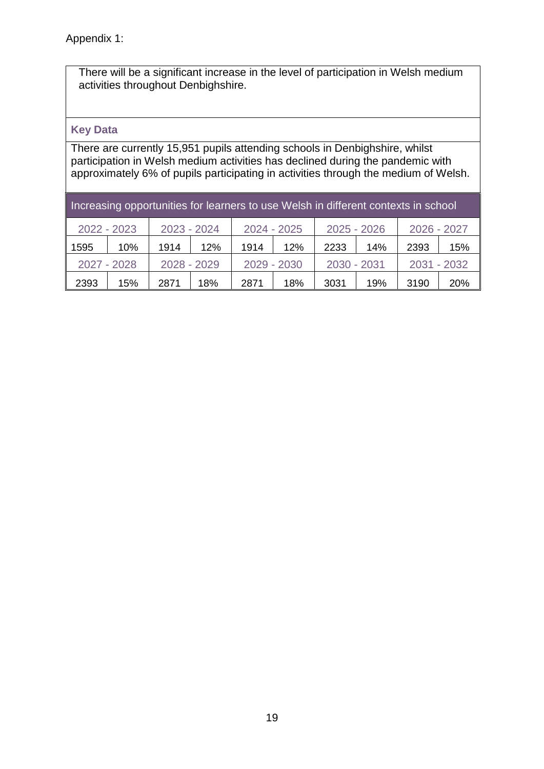Appendix 1:

There will be a significant increase in the level of participation in Welsh medium activities throughout Denbighshire.

**Key Data**

There are currently 15,951 pupils attending schools in Denbighshire, whilst participation in Welsh medium activities has declined during the pandemic with approximately 6% of pupils participating in activities through the medium of Welsh.

| Increasing opportunities for learners to use Welsh in different contexts in school | | | | | | | | | |
|---|---|---|---|---|---|---|---|---|---|
| 2022 - 2023 | | 2023 - 2024 | | 2024 - 2025 | | 2025 - 2026 | | 2026 - 2027 | |
| 1595 | 10% | 1914 | 12% | 1914 | 12% | 2233 | 14% | 2393 | 15% |
| 2027 - 2028 | | 2028 - 2029 | | 2029 - 2030 | | 2030 - 2031 | | 2031 - 2032 | |
| 2393 | 15% | 2871 | 18% | 2871 | 18% | 3031 | 19% | 3190 | 20% |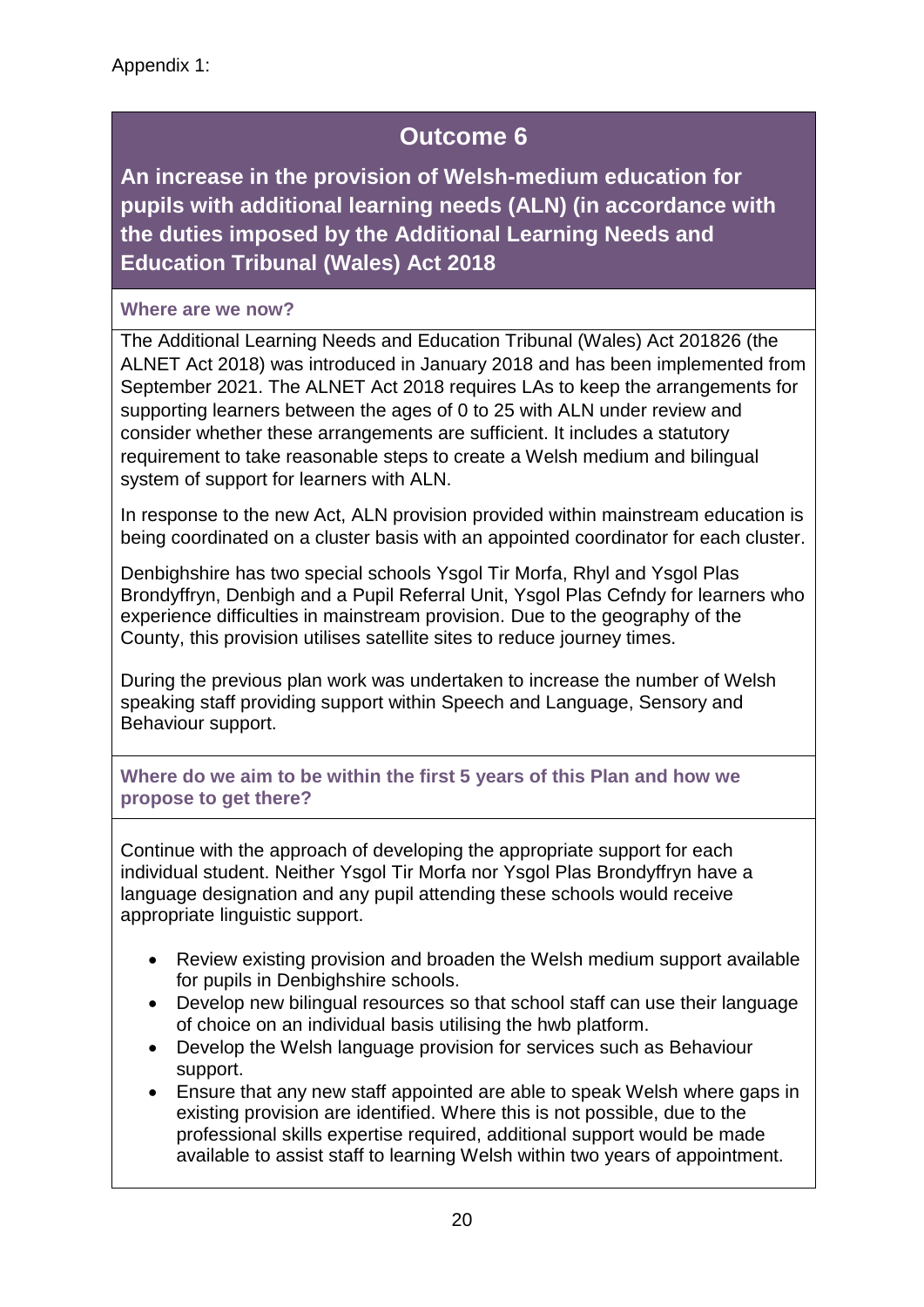Appendix 1:

## Outcome 6

**An increase in the provision of Welsh-medium education for pupils with additional learning needs (ALN) (in accordance with the duties imposed by the Additional Learning Needs and Education Tribunal (Wales) Act 2018**

### Where are we now?

The Additional Learning Needs and Education Tribunal (Wales) Act 201826 (the ALNET Act 2018) was introduced in January 2018 and has been implemented from September 2021. The ALNET Act 2018 requires LAs to keep the arrangements for supporting learners between the ages of 0 to 25 with ALN under review and consider whether these arrangements are sufficient. It includes a statutory requirement to take reasonable steps to create a Welsh medium and bilingual system of support for learners with ALN.

In response to the new Act, ALN provision provided within mainstream education is being coordinated on a cluster basis with an appointed coordinator for each cluster.

Denbighshire has two special schools Ysgol Tir Morfa, Rhyl and Ysgol Plas Brondyffryn, Denbigh and a Pupil Referral Unit, Ysgol Plas Cefndy for learners who experience difficulties in mainstream provision. Due to the geography of the County, this provision utilises satellite sites to reduce journey times.

During the previous plan work was undertaken to increase the number of Welsh speaking staff providing support within Speech and Language, Sensory and Behaviour support.

### Where do we aim to be within the first 5 years of this Plan and how we propose to get there?

Continue with the approach of developing the appropriate support for each individual student. Neither Ysgol Tir Morfa nor Ysgol Plas Brondyffryn have a language designation and any pupil attending these schools would receive appropriate linguistic support.

- Review existing provision and broaden the Welsh medium support available for pupils in Denbighshire schools.
- Develop new bilingual resources so that school staff can use their language of choice on an individual basis utilising the hwb platform.
- Develop the Welsh language provision for services such as Behaviour support.
- Ensure that any new staff appointed are able to speak Welsh where gaps in existing provision are identified. Where this is not possible, due to the professional skills expertise required, additional support would be made available to assist staff to learning Welsh within two years of appointment.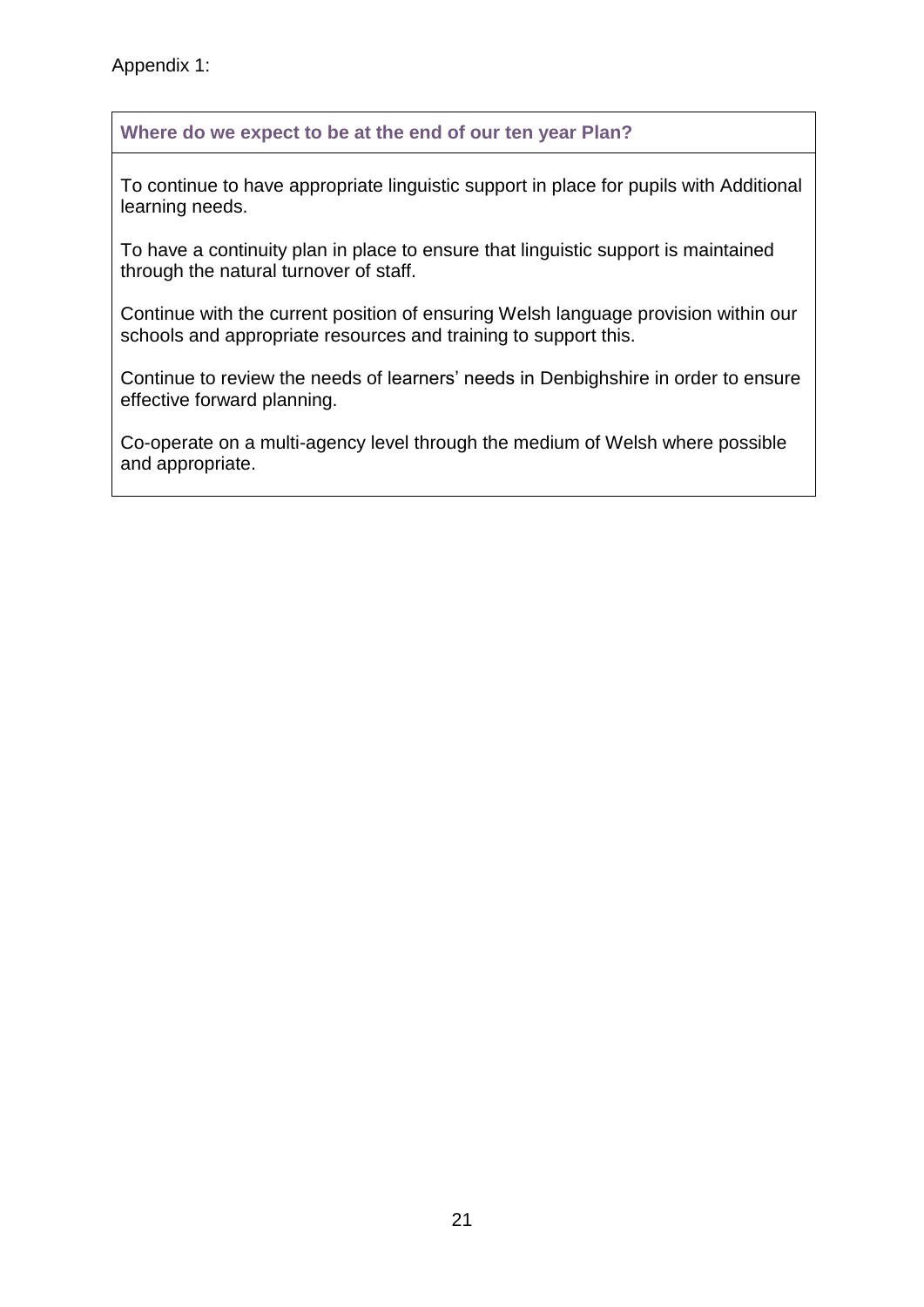Appendix 1:

**Where do we expect to be at the end of our ten year Plan?**

To continue to have appropriate linguistic support in place for pupils with Additional learning needs.

To have a continuity plan in place to ensure that linguistic support is maintained through the natural turnover of staff.

Continue with the current position of ensuring Welsh language provision within our schools and appropriate resources and training to support this.

Continue to review the needs of learners' needs in Denbighshire in order to ensure effective forward planning.

Co-operate on a multi-agency level through the medium of Welsh where possible and appropriate.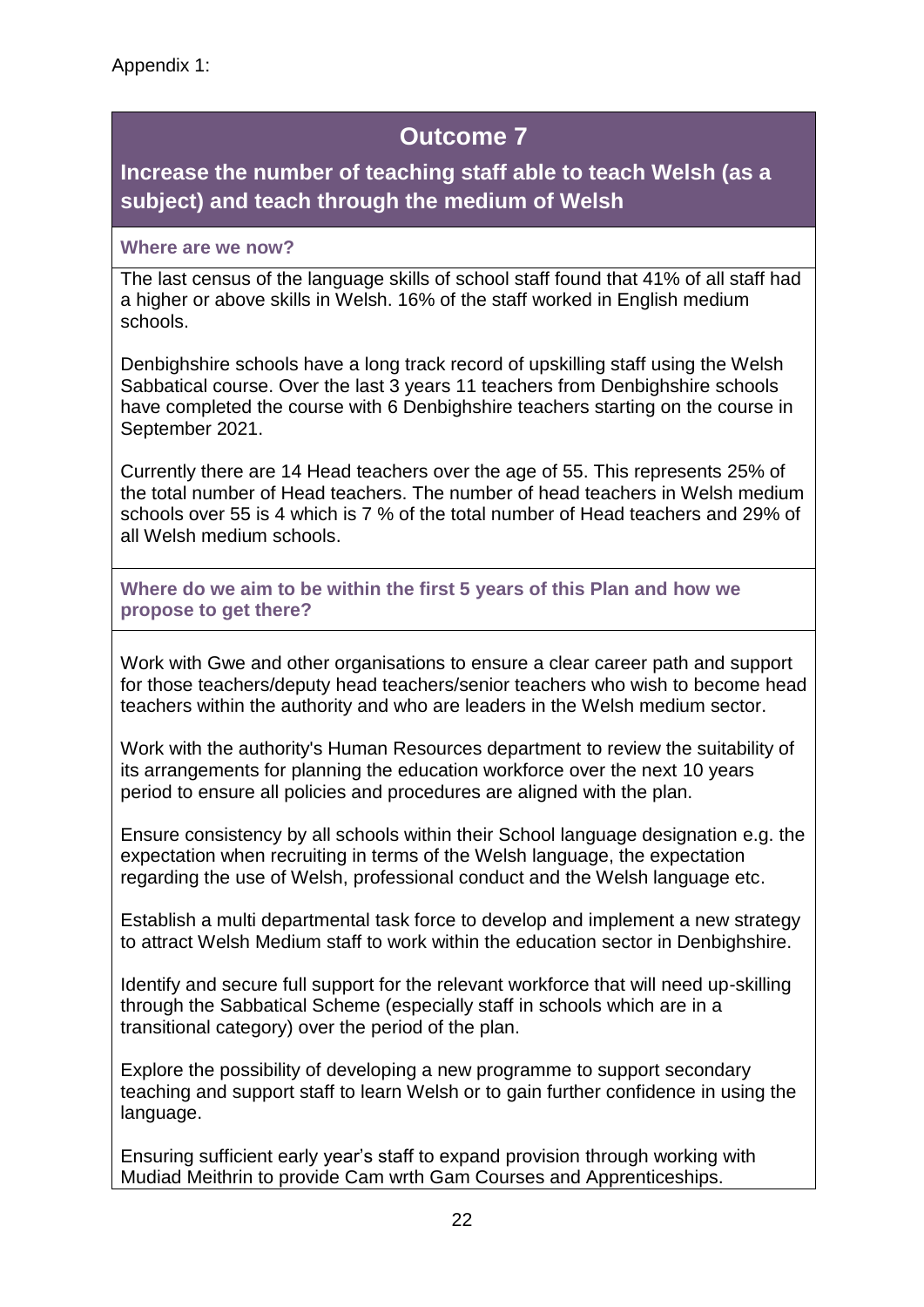Appendix 1:

# Outcome 7

## Increase the number of teaching staff able to teach Welsh (as a subject) and teach through the medium of Welsh

### Where are we now?

The last census of the language skills of school staff found that 41% of all staff had a higher or above skills in Welsh. 16% of the staff worked in English medium schools.

Denbighshire schools have a long track record of upskilling staff using the Welsh Sabbatical course. Over the last 3 years 11 teachers from Denbighshire schools have completed the course with 6 Denbighshire teachers starting on the course in September 2021.

Currently there are 14 Head teachers over the age of 55. This represents 25% of the total number of Head teachers. The number of head teachers in Welsh medium schools over 55 is 4 which is 7 % of the total number of Head teachers and 29% of all Welsh medium schools.

### Where do we aim to be within the first 5 years of this Plan and how we propose to get there?

Work with Gwe and other organisations to ensure a clear career path and support for those teachers/deputy head teachers/senior teachers who wish to become head teachers within the authority and who are leaders in the Welsh medium sector.

Work with the authority's Human Resources department to review the suitability of its arrangements for planning the education workforce over the next 10 years period to ensure all policies and procedures are aligned with the plan.

Ensure consistency by all schools within their School language designation e.g. the expectation when recruiting in terms of the Welsh language, the expectation regarding the use of Welsh, professional conduct and the Welsh language etc.

Establish a multi departmental task force to develop and implement a new strategy to attract Welsh Medium staff to work within the education sector in Denbighshire.

Identify and secure full support for the relevant workforce that will need up-skilling through the Sabbatical Scheme (especially staff in schools which are in a transitional category) over the period of the plan.

Explore the possibility of developing a new programme to support secondary teaching and support staff to learn Welsh or to gain further confidence in using the language.

Ensuring sufficient early year's staff to expand provision through working with Mudiad Meithrin to provide Cam wrth Gam Courses and Apprenticeships.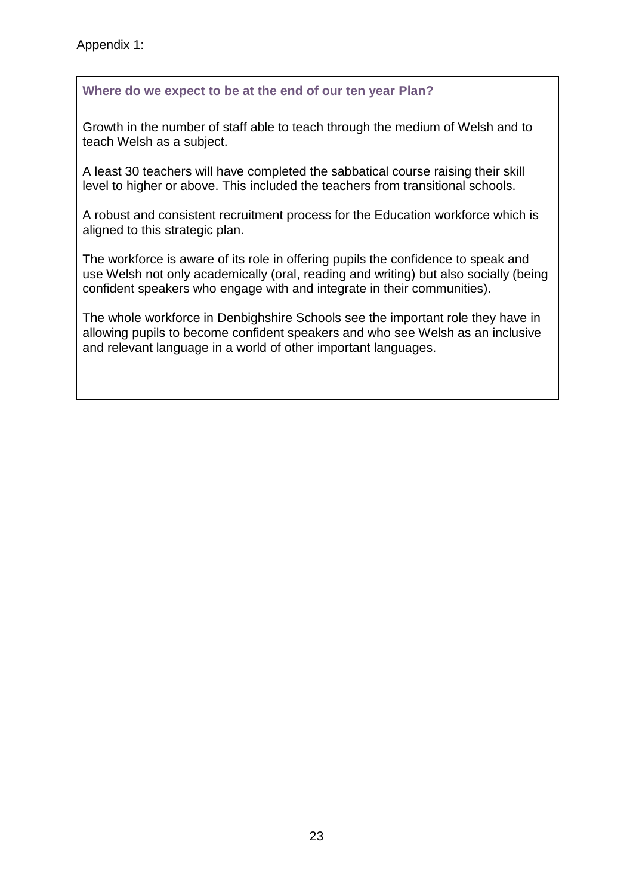Appendix 1:

| Where do we expect to be at the end of our ten year Plan? |
| --- |
| Growth in the number of staff able to teach through the medium of Welsh and to teach Welsh as a subject.<br><br>A least 30 teachers will have completed the sabbatical course raising their skill level to higher or above. This included the teachers from transitional schools.<br><br>A robust and consistent recruitment process for the Education workforce which is aligned to this strategic plan.<br><br>The workforce is aware of its role in offering pupils the confidence to speak and use Welsh not only academically (oral, reading and writing) but also socially (being confident speakers who engage with and integrate in their communities).<br><br>The whole workforce in Denbighshire Schools see the important role they have in allowing pupils to become confident speakers and who see Welsh as an inclusive and relevant language in a world of other important languages. |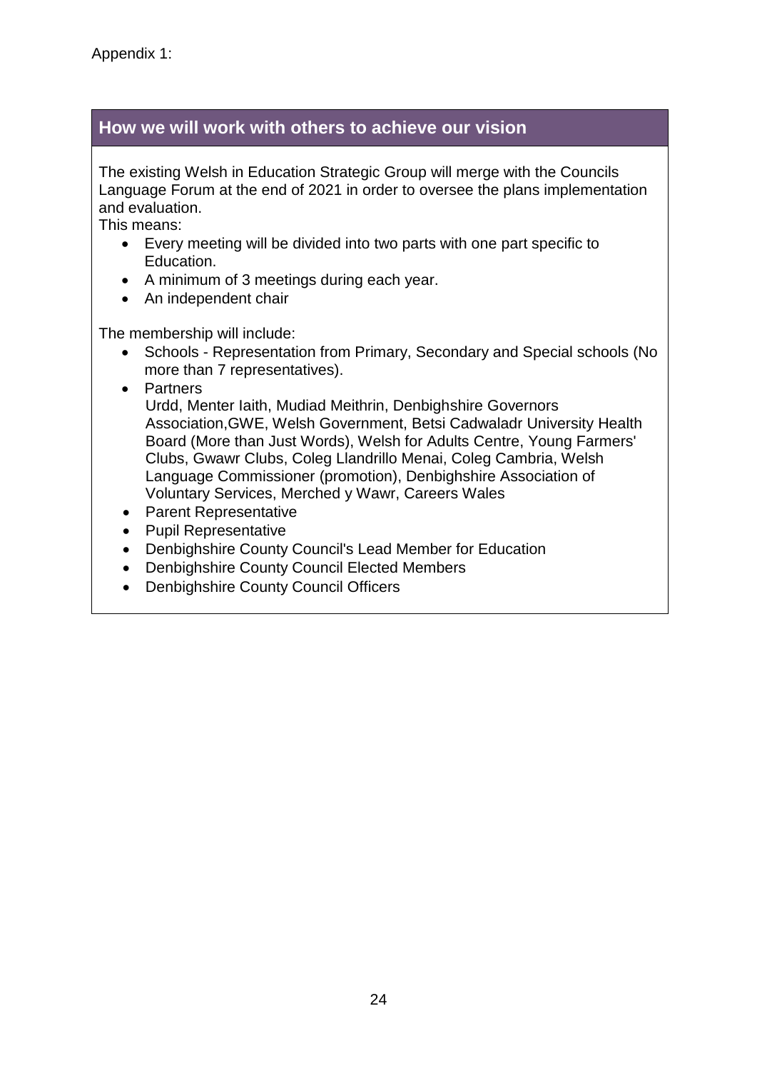Appendix 1:

## How we will work with others to achieve our vision

The existing Welsh in Education Strategic Group will merge with the Councils Language Forum at the end of 2021 in order to oversee the plans implementation and evaluation.
This means:

- Every meeting will be divided into two parts with one part specific to Education.
- A minimum of 3 meetings during each year.
- An independent chair

The membership will include:

- Schools - Representation from Primary, Secondary and Special schools (No more than 7 representatives).
- Partners
  Urdd, Menter Iaith, Mudiad Meithrin, Denbighshire Governors Association,GWE, Welsh Government, Betsi Cadwaladr University Health Board (More than Just Words), Welsh for Adults Centre, Young Farmers' Clubs, Gwawr Clubs, Coleg Llandrillo Menai, Coleg Cambria, Welsh Language Commissioner (promotion), Denbighshire Association of Voluntary Services, Merched y Wawr, Careers Wales
- Parent Representative
- Pupil Representative
- Denbighshire County Council's Lead Member for Education
- Denbighshire County Council Elected Members
- Denbighshire County Council Officers